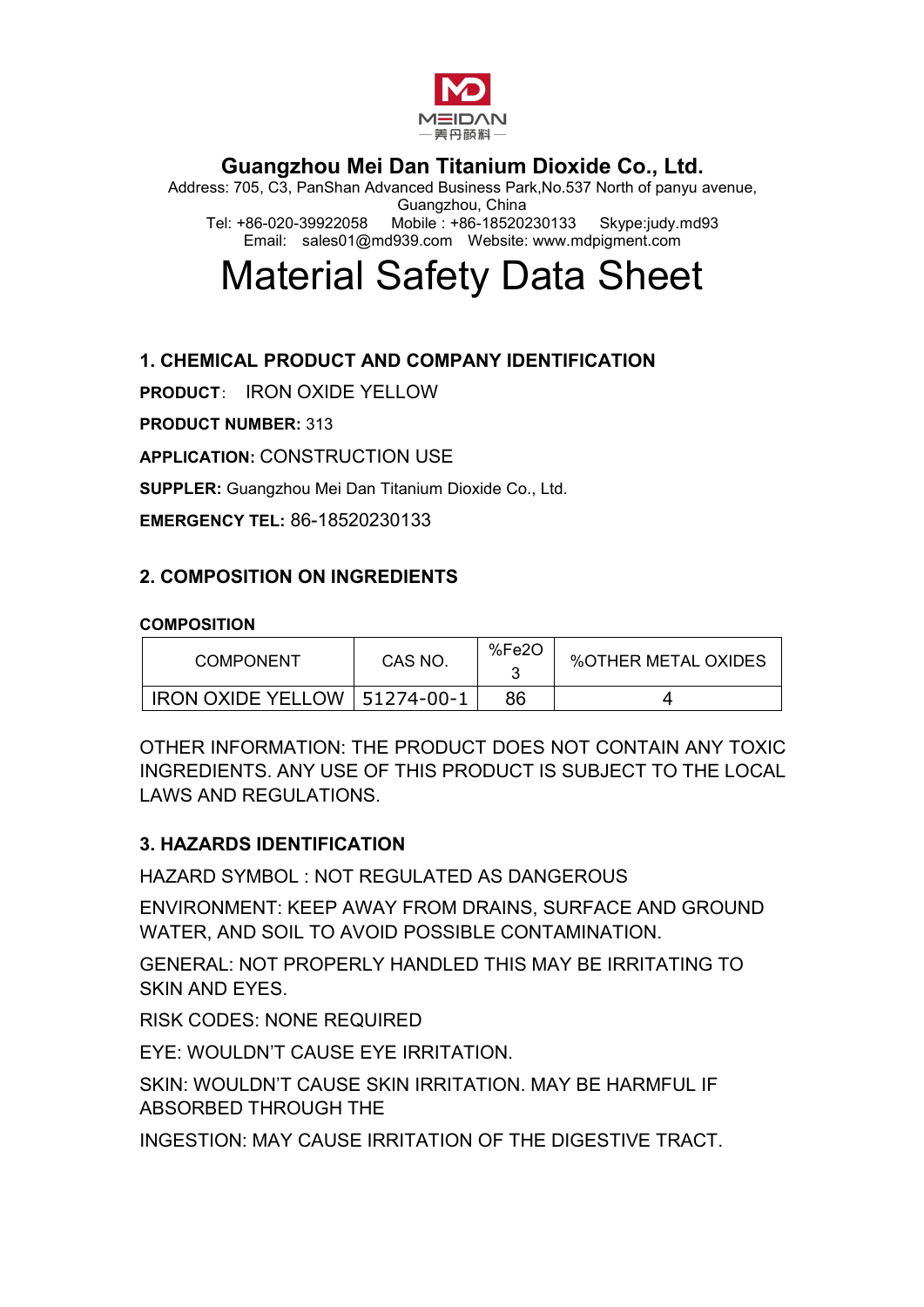MEIDAN
美丹颜料

**Guangzhou Mei Dan Titanium Dioxide Co., Ltd.**

Address: 705, C3, PanShan Advanced Business Park,No.537 North of panyu avenue, Guangzhou, China

Tel: +86-020-39922058 Mobile : +86-18520230133 Skype:judy.md93

Email: sales01@md939.com Website: www.mdpigment.com

# Material Safety Data Sheet

## 1. CHEMICAL PRODUCT AND COMPANY IDENTIFICATION

**PRODUCT**: IRON OXIDE YELLOW

**PRODUCT NUMBER:** 313

**APPLICATION:** CONSTRUCTION USE

**SUPPLER:** Guangzhou Mei Dan Titanium Dioxide Co., Ltd.

**EMERGENCY TEL:** 86-18520230133

## 2. COMPOSITION ON INGREDIENTS

**COMPOSITION**

| COMPONENT | CAS NO. | $\%Fe_2O_3$ | %OTHER METAL OXIDES |
|---|---|---|---|
| IRON OXIDE YELLOW | 51274-00-1 | 86 | 4 |

OTHER INFORMATION: THE PRODUCT DOES NOT CONTAIN ANY TOXIC INGREDIENTS. ANY USE OF THIS PRODUCT IS SUBJECT TO THE LOCAL LAWS AND REGULATIONS.

## 3. HAZARDS IDENTIFICATION

HAZARD SYMBOL : NOT REGULATED AS DANGEROUS

ENVIRONMENT: KEEP AWAY FROM DRAINS, SURFACE AND GROUND WATER, AND SOIL TO AVOID POSSIBLE CONTAMINATION.

GENERAL: NOT PROPERLY HANDLED THIS MAY BE IRRITATING TO SKIN AND EYES.

RISK CODES: NONE REQUIRED

EYE: WOULDN'T CAUSE EYE IRRITATION.

SKIN: WOULDN'T CAUSE SKIN IRRITATION. MAY BE HARMFUL IF ABSORBED THROUGH THE

INGESTION: MAY CAUSE IRRITATION OF THE DIGESTIVE TRACT.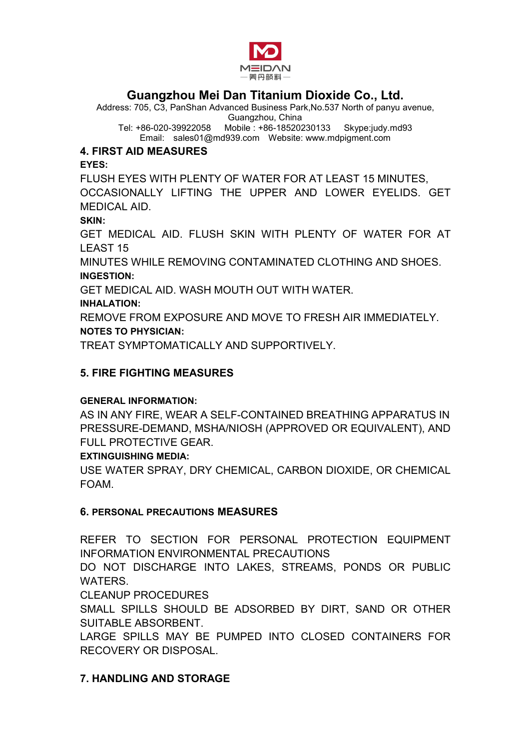## 4. FIRST AID MEASURES

**EYES:**

FLUSH EYES WITH PLENTY OF WATER FOR AT LEAST 15 MINUTES, OCCASIONALLY LIFTING THE UPPER AND LOWER EYELIDS. GET MEDICAL AID.

**SKIN:**

GET MEDICAL AID. FLUSH SKIN WITH PLENTY OF WATER FOR AT LEAST 15

MINUTES WHILE REMOVING CONTAMINATED CLOTHING AND SHOES.

**INGESTION:**

GET MEDICAL AID. WASH MOUTH OUT WITH WATER.

**INHALATION:**

REMOVE FROM EXPOSURE AND MOVE TO FRESH AIR IMMEDIATELY.

**NOTES TO PHYSICIAN:**

TREAT SYMPTOMATICALLY AND SUPPORTIVELY.

## 5. FIRE FIGHTING MEASURES

**GENERAL INFORMATION:**

AS IN ANY FIRE, WEAR A SELF-CONTAINED BREATHING APPARATUS IN PRESSURE-DEMAND, MSHA/NIOSH (APPROVED OR EQUIVALENT), AND FULL PROTECTIVE GEAR.

**EXTINGUISHING MEDIA:**

USE WATER SPRAY, DRY CHEMICAL, CARBON DIOXIDE, OR CHEMICAL FOAM.

## 6. PERSONAL PRECAUTIONS MEASURES

REFER TO SECTION FOR PERSONAL PROTECTION EQUIPMENT INFORMATION ENVIRONMENTAL PRECAUTIONS

DO NOT DISCHARGE INTO LAKES, STREAMS, PONDS OR PUBLIC WATERS.

CLEANUP PROCEDURES

SMALL SPILLS SHOULD BE ADSORBED BY DIRT, SAND OR OTHER SUITABLE ABSORBENT.

LARGE SPILLS MAY BE PUMPED INTO CLOSED CONTAINERS FOR RECOVERY OR DISPOSAL.

## 7. HANDLING AND STORAGE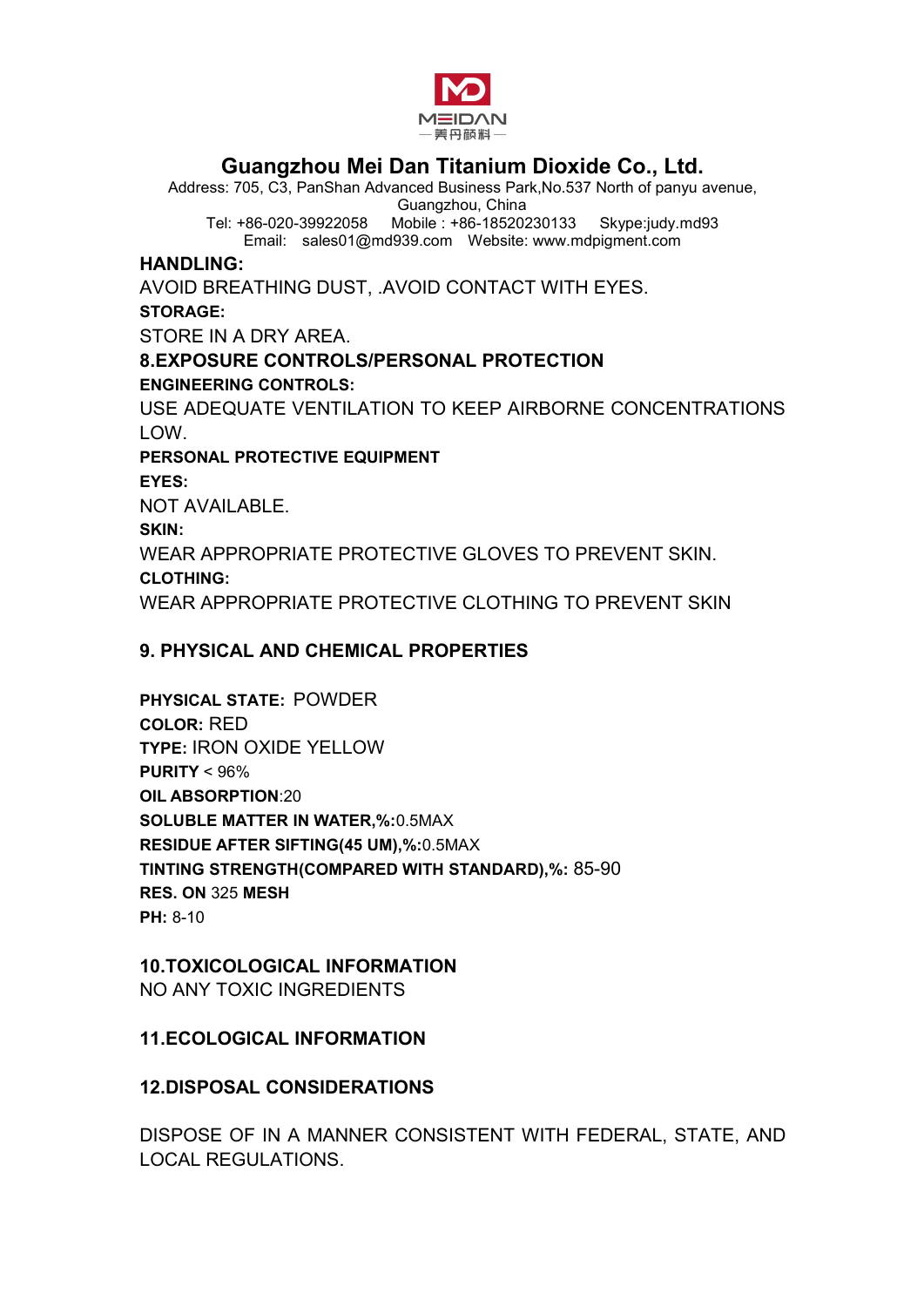MEIDAN

美丹颜料

## Guangzhou Mei Dan Titanium Dioxide Co., Ltd.

Address: 705, C3, PanShan Advanced Business Park,No.537 North of panyu avenue, Guangzhou, China

Tel: +86-020-39922058 Mobile : +86-18520230133 Skype:judy.md93

Email: sales01@md939.com Website: www.mdpigment.com

**HANDLING:**

AVOID BREATHING DUST, .AVOID CONTACT WITH EYES.

**STORAGE:**

STORE IN A DRY AREA.

### 8.EXPOSURE CONTROLS/PERSONAL PROTECTION

**ENGINEERING CONTROLS:**

USE ADEQUATE VENTILATION TO KEEP AIRBORNE CONCENTRATIONS LOW.

**PERSONAL PROTECTIVE EQUIPMENT**

**EYES:**

NOT AVAILABLE.

**SKIN:**

WEAR APPROPRIATE PROTECTIVE GLOVES TO PREVENT SKIN.

**CLOTHING:**

WEAR APPROPRIATE PROTECTIVE CLOTHING TO PREVENT SKIN

### 9. PHYSICAL AND CHEMICAL PROPERTIES

**PHYSICAL STATE:** POWDER

**COLOR:** RED

**TYPE:** IRON OXIDE YELLOW

**PURITY** < 96%

**OIL ABSORPTION**:20

**SOLUBLE MATTER IN WATER,%:**0.5MAX

**RESIDUE AFTER SIFTING(45 UM),%:**0.5MAX

**TINTING STRENGTH(COMPARED WITH STANDARD),%:** 85-90

**RES. ON** 325 **MESH**

**PH:** 8-10

### 10.TOXICOLOGICAL INFORMATION

NO ANY TOXIC INGREDIENTS

### 11.ECOLOGICAL INFORMATION

### 12.DISPOSAL CONSIDERATIONS

DISPOSE OF IN A MANNER CONSISTENT WITH FEDERAL, STATE, AND LOCAL REGULATIONS.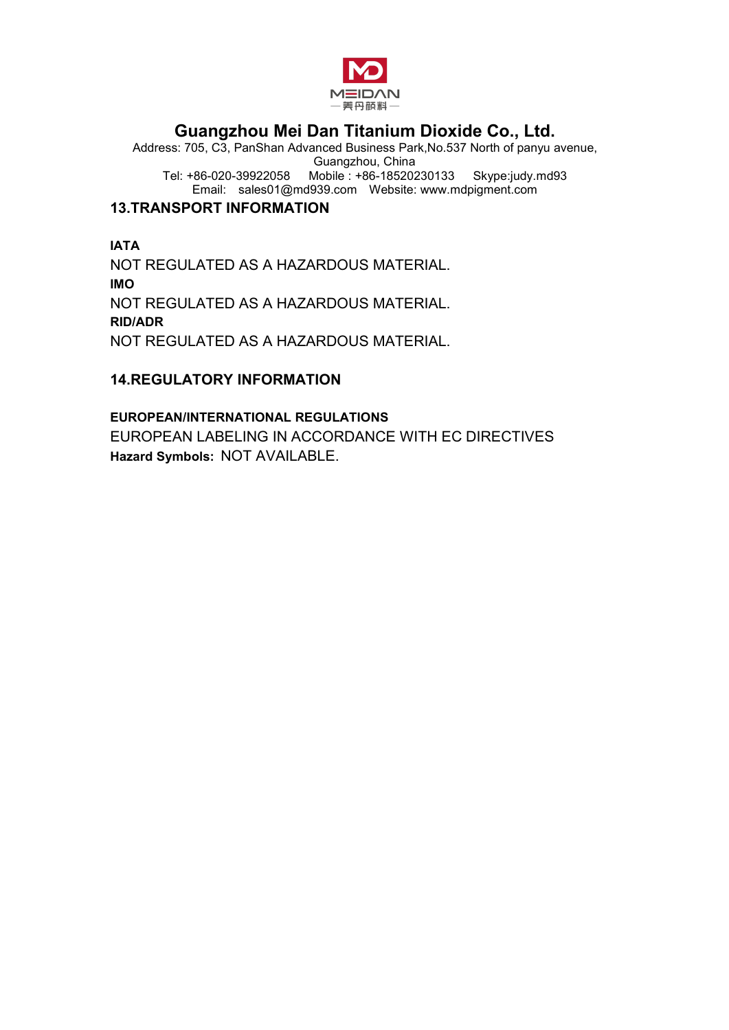## 13.TRANSPORT INFORMATION

**IATA**

NOT REGULATED AS A HAZARDOUS MATERIAL.

**IMO**

NOT REGULATED AS A HAZARDOUS MATERIAL.

**RID/ADR**

NOT REGULATED AS A HAZARDOUS MATERIAL.

## 14.REGULATORY INFORMATION

**EUROPEAN/INTERNATIONAL REGULATIONS**

EUROPEAN LABELING IN ACCORDANCE WITH EC DIRECTIVES

**Hazard Symbols:** NOT AVAILABLE.